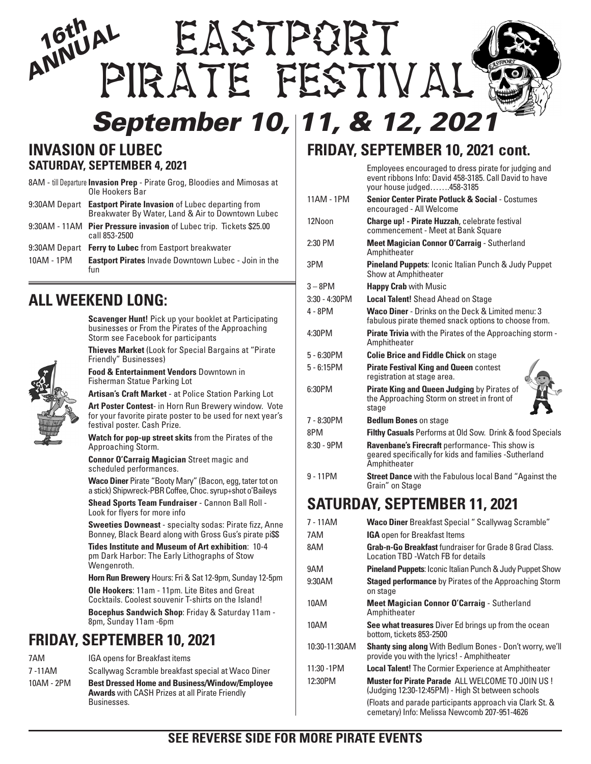# 16th ANNUAL EASTPORT PIRATE FESTIVAL

## September 10, 11, & 12, 2021

## INVASION OF LUBEC
### SATURDAY, SEPTEMBER 4, 2021

| Time | Event |
|---|---|
| 8AM - till Departure | **Invasion Prep** - Pirate Grog, Bloodies and Mimosas at Ole Hookers Bar |
| 9:30AM Depart | **Eastport Pirate Invasion** of Lubec departing from Breakwater By Water, Land & Air to Downtown Lubec |
| 9:30AM - 11AM | **Pier Pressure invasion** of Lubec trip. Tickets $25.00 call 853-2500 |
| 9:30AM Depart | **Ferry to Lubec** from Eastport breakwater |
| 10AM - 1PM | **Eastport Pirates** Invade Downtown Lubec - Join in the fun |

## ALL WEEKEND LONG:

**Scavenger Hunt!** Pick up your booklet at Participating businesses or From the Pirates of the Approaching Storm see Facebook for participants

**Thieves Market** (Look for Special Bargains at "Pirate Friendly" Businesses)

**Food & Entertainment Vendors** Downtown in Fisherman Statue Parking Lot

**Artisan's Craft Market** - at Police Station Parking Lot

**Art Poster Contest**- in Horn Run Brewery window. Vote for your favorite pirate poster to be used for next year's festival poster. Cash Prize.

**Watch for pop-up street skits** from the Pirates of the Approaching Storm.

**Connor O'Carraig Magician** Street magic and scheduled performances.

**Waco Diner** Pirate "Booty Mary" (Bacon, egg, tater tot on a stick) Shipwreck-PBR Coffee, Choc. syrup+shot o'Baileys

**Shead Sports Team Fundraiser** - Cannon Ball Roll - Look for flyers for more info

**Sweeties Downeast** - specialty sodas: Pirate fizz, Anne Bonney, Black Beard along with Gross Gus's pirate pi$$

**Tides Institute and Museum of Art exhibition**: 10-4 pm Dark Harbor: The Early Lithographs of Stow Wengenroth.

**Horn Run Brewery** Hours: Fri & Sat 12-9pm, Sunday 12-5pm

**Ole Hookers**: 11am - 11pm. Lite Bites and Great Cocktails. Coolest souvenir T-shirts on the Island!

**Bocephus Sandwich Shop**: Friday & Saturday 11am - 8pm, Sunday 11am -6pm

## FRIDAY, SEPTEMBER 10, 2021

| Time | Event |
|---|---|
| 7AM | IGA opens for Breakfast items |
| 7 -11AM | Scallywag Scramble breakfast special at Waco Diner |
| 10AM - 2PM | **Best Dressed Home and Business/Window/Employee Awards** with CASH Prizes at all Pirate Friendly Businesses. |

## FRIDAY, SEPTEMBER 10, 2021 cont.

| Time | Event |
|---|---|
| | Employees encouraged to dress pirate for judging and event ribbons Info: David 458-3185. Call David to have your house judged…….458-3185 |
| 11AM - 1PM | **Senior Center Pirate Potluck & Social** - Costumes encouraged - All Welcome |
| 12Noon | **Charge up! - Pirate Huzzah**, celebrate festival commencement - Meet at Bank Square |
| 2:30 PM | **Meet Magician Connor O'Carraig** - Sutherland Amphitheater |
| 3PM | **Pineland Puppets**: Iconic Italian Punch & Judy Puppet Show at Amphitheater |
| 3 – 8PM | **Happy Crab** with Music |
| 3:30 - 4:30PM | **Local Talent!** Shead Ahead on Stage |
| 4 - 8PM | **Waco Diner** - Drinks on the Deck & Limited menu: 3 fabulous pirate themed snack options to choose from. |
| 4:30PM | **Pirate Trivia** with the Pirates of the Approaching storm - Amphitheater |
| 5 - 6:30PM | **Colie Brice and Fiddle Chick** on stage |
| 5 - 6:15PM | **Pirate Festival King and Queen** contest registration at stage area. |
| 6:30PM | **Pirate King and Queen Judging** by Pirates of the Approaching Storm on street in front of stage |
| 7 - 8:30PM | **Bedlum Bones** on stage |
| 8PM | **Filthy Casuals** Performs at Old Sow. Drink & food Specials |
| 8:30 - 9PM | **Ravenbane's Firecraft** performance- This show is geared specifically for kids and families -Sutherland Amphitheater |
| 9 - 11PM | **Street Dance** with the Fabulous local Band "Against the Grain" on Stage |

## SATURDAY, SEPTEMBER 11, 2021

| Time | Event |
|---|---|
| 7 - 11AM | **Waco Diner** Breakfast Special " Scallywag Scramble" |
| 7AM | **IGA** open for Breakfast Items |
| 8AM | **Grab-n-Go Breakfast** fundraiser for Grade 8 Grad Class. Location TBD -Watch FB for details |
| 9AM | **Pineland Puppets**: Iconic Italian Punch & Judy Puppet Show |
| 9:30AM | **Staged performance** by Pirates of the Approaching Storm on stage |
| 10AM | **Meet Magician Connor O'Carraig** - Sutherland Amphitheater |
| 10AM | **See what treasures** Diver Ed brings up from the ocean bottom, tickets 853-2500 |
| 10:30-11:30AM | **Shanty sing along** With Bedlum Bones - Don't worry, we'll provide you with the lyrics! - Amphitheater |
| 11:30 -1PM | **Local Talent!** The Cormier Experience at Amphitheater |
| 12:30PM | **Muster for Pirate Parade** ALL WELCOME TO JOIN US ! (Judging 12:30-12:45PM) - High St between schools (Floats and parade participants approach via Clark St. & cemetary) Info: Melissa Newcomb 207-951-4626 |

**SEE REVERSE SIDE FOR MORE PIRATE EVENTS**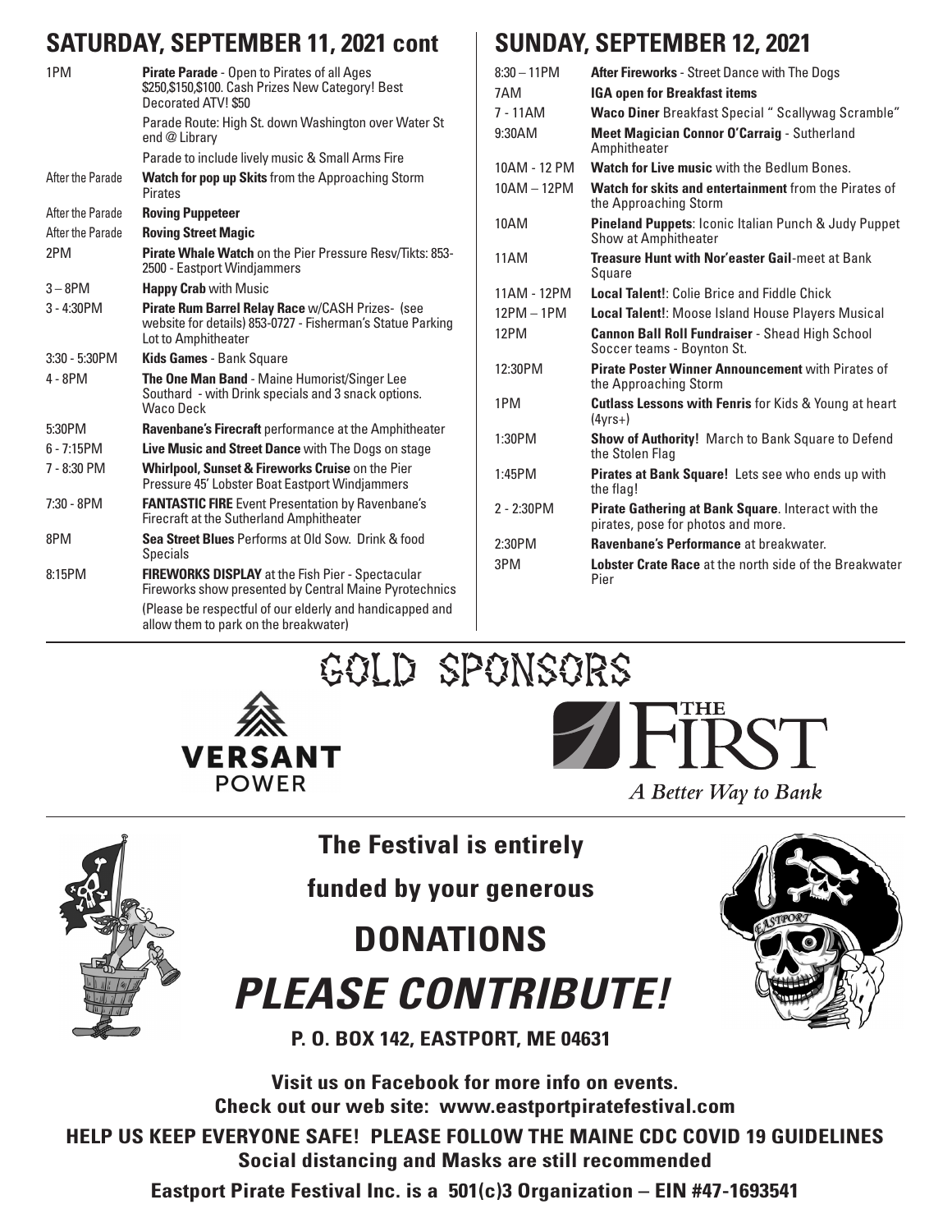## SATURDAY, SEPTEMBER 11, 2021 cont

| | |
|---|---|
| 1PM | **Pirate Parade** - Open to Pirates of all Ages $250,$150,$100. Cash Prizes New Category! Best Decorated ATV! $50 |
| | Parade Route: High St. down Washington over Water St end @ Library |
| | Parade to include lively music & Small Arms Fire |
| After the Parade | **Watch for pop up Skits** from the Approaching Storm Pirates |
| After the Parade | **Roving Puppeteer** |
| After the Parade | **Roving Street Magic** |
| 2PM | **Pirate Whale Watch** on the Pier Pressure Resv/Tikts: 853-2500 - Eastport Windjammers |
| 3 – 8PM | **Happy Crab** with Music |
| 3 - 4:30PM | **Pirate Rum Barrel Relay Race** w/CASH Prizes- (see website for details) 853-0727 - Fisherman's Statue Parking Lot to Amphitheater |
| 3:30 - 5:30PM | **Kids Games** - Bank Square |
| 4 - 8PM | **The One Man Band** - Maine Humorist/Singer Lee Southard - with Drink specials and 3 snack options. Waco Deck |
| 5:30PM | **Ravenbane's Firecraft** performance at the Amphitheater |
| 6 - 7:15PM | **Live Music and Street Dance** with The Dogs on stage |
| 7 - 8:30 PM | **Whirlpool, Sunset & Fireworks Cruise** on the Pier Pressure 45' Lobster Boat Eastport Windjammers |
| 7:30 - 8PM | **FANTASTIC FIRE** Event Presentation by Ravenbane's Firecraft at the Sutherland Amphitheater |
| 8PM | **Sea Street Blues** Performs at Old Sow. Drink & food Specials |
| 8:15PM | **FIREWORKS DISPLAY** at the Fish Pier - Spectacular Fireworks show presented by Central Maine Pyrotechnics |
| | (Please be respectful of our elderly and handicapped and allow them to park on the breakwater) |

## SUNDAY, SEPTEMBER 12, 2021

| | |
|---|---|
| 8:30 – 11PM | **After Fireworks** - Street Dance with The Dogs |
| 7AM | **IGA open for Breakfast items** |
| 7 - 11AM | **Waco Diner** Breakfast Special " Scallywag Scramble" |
| 9:30AM | **Meet Magician Connor O'Carraig** - Sutherland Amphitheater |
| 10AM - 12 PM | **Watch for Live music** with the Bedlum Bones. |
| 10AM – 12PM | **Watch for skits and entertainment** from the Pirates of the Approaching Storm |
| 10AM | **Pineland Puppets**: Iconic Italian Punch & Judy Puppet Show at Amphitheater |
| 11AM | **Treasure Hunt with Nor'easter Gail**-meet at Bank Square |
| 11AM - 12PM | **Local Talent!**: Colie Brice and Fiddle Chick |
| 12PM – 1PM | **Local Talent!**: Moose Island House Players Musical |
| 12PM | **Cannon Ball Roll Fundraiser** - Shead High School Soccer teams - Boynton St. |
| 12:30PM | **Pirate Poster Winner Announcement** with Pirates of the Approaching Storm |
| 1PM | **Cutlass Lessons with Fenris** for Kids & Young at heart (4yrs+) |
| 1:30PM | **Show of Authority!** March to Bank Square to Defend the Stolen Flag |
| 1:45PM | **Pirates at Bank Square!** Lets see who ends up with the flag! |
| 2 - 2:30PM | **Pirate Gathering at Bank Square**. Interact with the pirates, pose for photos and more. |
| 2:30PM | **Ravenbane's Performance** at breakwater. |
| 3PM | **Lobster Crate Race** at the north side of the Breakwater Pier |

## GOLD SPONSORS

VERSANT POWER

THE FIRST
*A Better Way to Bank*

**The Festival is entirely**

**funded by your generous**

## DONATIONS

## *PLEASE CONTRIBUTE!*

**P. O. BOX 142, EASTPORT, ME 04631**

**Visit us on Facebook for more info on events.**
**Check out our web site: www.eastportpiratefestival.com**

**HELP US KEEP EVERYONE SAFE! PLEASE FOLLOW THE MAINE CDC COVID 19 GUIDELINES**
**Social distancing and Masks are still recommended**

**Eastport Pirate Festival Inc. is a 501(c)3 Organization – EIN #47-1693541**